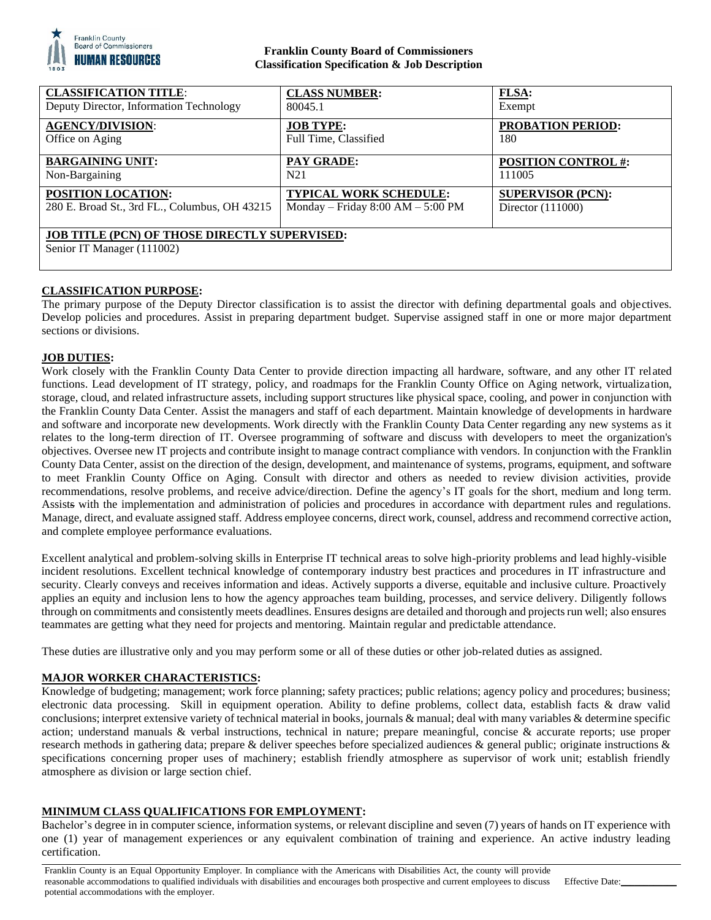**Franklin County Board of Commissioners**
**Classification Specification & Job Description**

| **CLASSIFICATION TITLE**: | **CLASS NUMBER:** | **FLSA:** |
|---|---|---|
| Deputy Director, Information Technology | 80045.1 | Exempt |
| **AGENCY/DIVISION**: | **JOB TYPE:** | **PROBATION PERIOD:** |
| Office on Aging | Full Time, Classified | 180 |
| **BARGAINING UNIT:** | **PAY GRADE:** | **POSITION CONTROL #:** |
| Non-Bargaining | N21 | 111005 |
| **POSITION LOCATION:** | **TYPICAL WORK SCHEDULE:** | **SUPERVISOR (PCN):** |
| 280 E. Broad St., 3rd FL., Columbus, OH 43215 | Monday – Friday 8:00 AM – 5:00 PM | Director (111000) |
| **JOB TITLE (PCN) OF THOSE DIRECTLY SUPERVISED:** | | |
| Senior IT Manager (111002) | | |

## CLASSIFICATION PURPOSE:

The primary purpose of the Deputy Director classification is to assist the director with defining departmental goals and objectives. Develop policies and procedures. Assist in preparing department budget. Supervise assigned staff in one or more major department sections or divisions.

## JOB DUTIES:

Work closely with the Franklin County Data Center to provide direction impacting all hardware, software, and any other IT related functions. Lead development of IT strategy, policy, and roadmaps for the Franklin County Office on Aging network, virtualization, storage, cloud, and related infrastructure assets, including support structures like physical space, cooling, and power in conjunction with the Franklin County Data Center. Assist the managers and staff of each department. Maintain knowledge of developments in hardware and software and incorporate new developments. Work directly with the Franklin County Data Center regarding any new systems as it relates to the long-term direction of IT. Oversee programming of software and discuss with developers to meet the organization's objectives. Oversee new IT projects and contribute insight to manage contract compliance with vendors. In conjunction with the Franklin County Data Center, assist on the direction of the design, development, and maintenance of systems, programs, equipment, and software to meet Franklin County Office on Aging. Consult with director and others as needed to review division activities, provide recommendations, resolve problems, and receive advice/direction. Define the agency's IT goals for the short, medium and long term. Assists with the implementation and administration of policies and procedures in accordance with department rules and regulations. Manage, direct, and evaluate assigned staff. Address employee concerns, direct work, counsel, address and recommend corrective action, and complete employee performance evaluations.

Excellent analytical and problem-solving skills in Enterprise IT technical areas to solve high-priority problems and lead highly-visible incident resolutions. Excellent technical knowledge of contemporary industry best practices and procedures in IT infrastructure and security. Clearly conveys and receives information and ideas. Actively supports a diverse, equitable and inclusive culture. Proactively applies an equity and inclusion lens to how the agency approaches team building, processes, and service delivery. Diligently follows through on commitments and consistently meets deadlines. Ensures designs are detailed and thorough and projects run well; also ensures teammates are getting what they need for projects and mentoring. Maintain regular and predictable attendance.

These duties are illustrative only and you may perform some or all of these duties or other job-related duties as assigned.

## MAJOR WORKER CHARACTERISTICS:

Knowledge of budgeting; management; work force planning; safety practices; public relations; agency policy and procedures; business; electronic data processing. Skill in equipment operation. Ability to define problems, collect data, establish facts & draw valid conclusions; interpret extensive variety of technical material in books, journals & manual; deal with many variables & determine specific action; understand manuals & verbal instructions, technical in nature; prepare meaningful, concise & accurate reports; use proper research methods in gathering data; prepare & deliver speeches before specialized audiences & general public; originate instructions & specifications concerning proper uses of machinery; establish friendly atmosphere as supervisor of work unit; establish friendly atmosphere as division or large section chief.

## MINIMUM CLASS QUALIFICATIONS FOR EMPLOYMENT:

Bachelor's degree in in computer science, information systems, or relevant discipline and seven (7) years of hands on IT experience with one (1) year of management experiences or any equivalent combination of training and experience. An active industry leading certification.

Franklin County is an Equal Opportunity Employer. In compliance with the Americans with Disabilities Act, the county will provide reasonable accommodations to qualified individuals with disabilities and encourages both prospective and current employees to discuss potential accommodations with the employer.

Effective Date:___________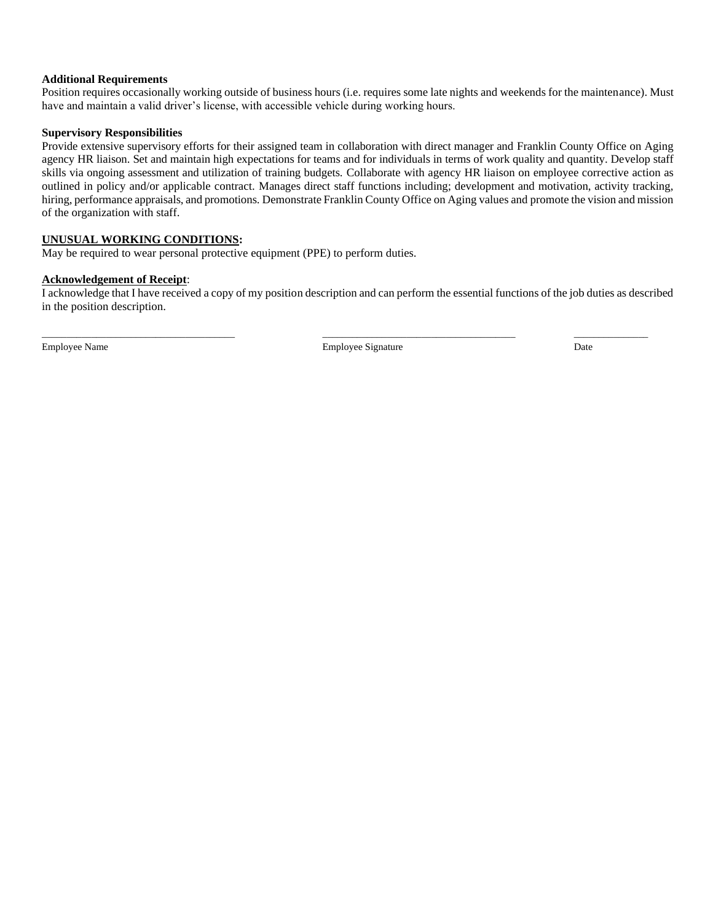**Additional Requirements**

Position requires occasionally working outside of business hours (i.e. requires some late nights and weekends for the maintenance). Must have and maintain a valid driver's license, with accessible vehicle during working hours.

**Supervisory Responsibilities**

Provide extensive supervisory efforts for their assigned team in collaboration with direct manager and Franklin County Office on Aging agency HR liaison. Set and maintain high expectations for teams and for individuals in terms of work quality and quantity. Develop staff skills via ongoing assessment and utilization of training budgets. Collaborate with agency HR liaison on employee corrective action as outlined in policy and/or applicable contract. Manages direct staff functions including; development and motivation, activity tracking, hiring, performance appraisals, and promotions. Demonstrate Franklin County Office on Aging values and promote the vision and mission of the organization with staff.

**UNUSUAL WORKING CONDITIONS:**

May be required to wear personal protective equipment (PPE) to perform duties.

**Acknowledgement of Receipt**:

I acknowledge that I have received a copy of my position description and can perform the essential functions of the job duties as described in the position description.

| | | |
|---|---|---|
| ____________________________________ | ____________________________________ | ______________ |
| Employee Name | Employee Signature | Date |